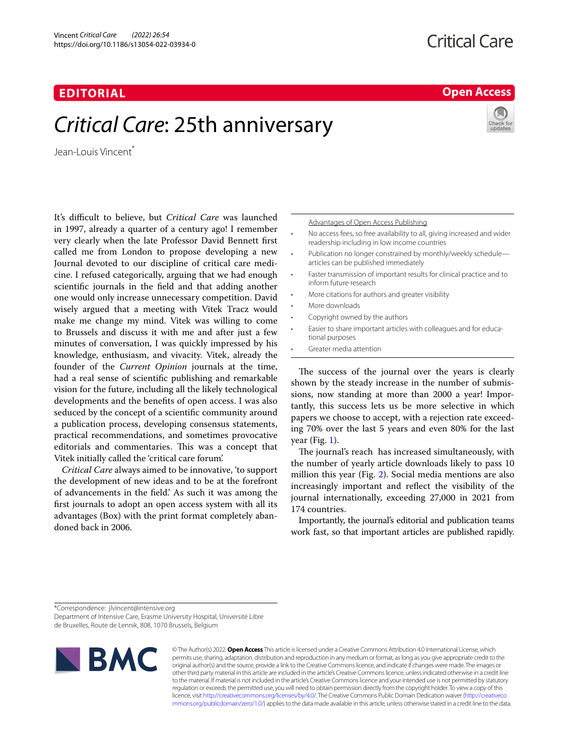EDITORIAL

Open Access

# *Critical Care*: 25th anniversary

Jean-Louis Vincent*

It's difficult to believe, but *Critical Care* was launched in 1997, already a quarter of a century ago! I remember very clearly when the late Professor David Bennett first called me from London to propose developing a new Journal devoted to our discipline of critical care medicine. I refused categorically, arguing that we had enough scientific journals in the field and that adding another one would only increase unnecessary competition. David wisely argued that a meeting with Vitek Tracz would make me change my mind. Vitek was willing to come to Brussels and discuss it with me and after just a few minutes of conversation, I was quickly impressed by his knowledge, enthusiasm, and vivacity. Vitek, already the founder of the *Current Opinion* journals at the time, had a real sense of scientific publishing and remarkable vision for the future, including all the likely technological developments and the benefits of open access. I was also seduced by the concept of a scientific community around a publication process, developing consensus statements, practical recommendations, and sometimes provocative editorials and commentaries. This was a concept that Vitek initially called the 'critical care forum'.

*Critical Care* always aimed to be innovative, 'to support the development of new ideas and to be at the forefront of advancements in the field'. As such it was among the first journals to adopt an open access system with all its advantages (Box) with the print format completely abandoned back in 2006.

---

Advantages of Open Access Publishing

- No access fees, so free availability to all, giving increased and wider readership including in low income countries
- Publication no longer constrained by monthly/weekly schedule—articles can be published immediately
- Faster transmission of important results for clinical practice and to inform future research
- More citations for authors and greater visibility
- More downloads
- Copyright owned by the authors
- Easier to share important articles with colleagues and for educational purposes
- Greater media attention

---

The success of the journal over the years is clearly shown by the steady increase in the number of submissions, now standing at more than 2000 a year! Importantly, this success lets us be more selective in which papers we choose to accept, with a rejection rate exceeding 70% over the last 5 years and even 80% for the last year (Fig. 1).

The journal's reach has increased simultaneously, with the number of yearly article downloads likely to pass 10 million this year (Fig. 2). Social media mentions are also increasingly important and reflect the visibility of the journal internationally, exceeding 27,000 in 2021 from 174 countries.

Importantly, the journal's editorial and publication teams work fast, so that important articles are published rapidly.

*Correspondence: jlvincent@intensive.org
Department of Intensive Care, Erasme University Hospital, Université Libre de Bruxelles, Route de Lennik, 808, 1070 Brussels, Belgium

© The Author(s) 2022. **Open Access** This article is licensed under a Creative Commons Attribution 4.0 International License, which permits use, sharing, adaptation, distribution and reproduction in any medium or format, as long as you give appropriate credit to the original author(s) and the source, provide a link to the Creative Commons licence, and indicate if changes were made. The images or other third party material in this article are included in the article's Creative Commons licence, unless indicated otherwise in a credit line to the material. If material is not included in the article's Creative Commons licence and your intended use is not permitted by statutory regulation or exceeds the permitted use, you will need to obtain permission directly from the copyright holder. To view a copy of this licence, visit http://creativecommons.org/licenses/by/4.0/. The Creative Commons Public Domain Dedication waiver (http://creativecommons.org/publicdomain/zero/1.0/) applies to the data made available in this article, unless otherwise stated in a credit line to the data.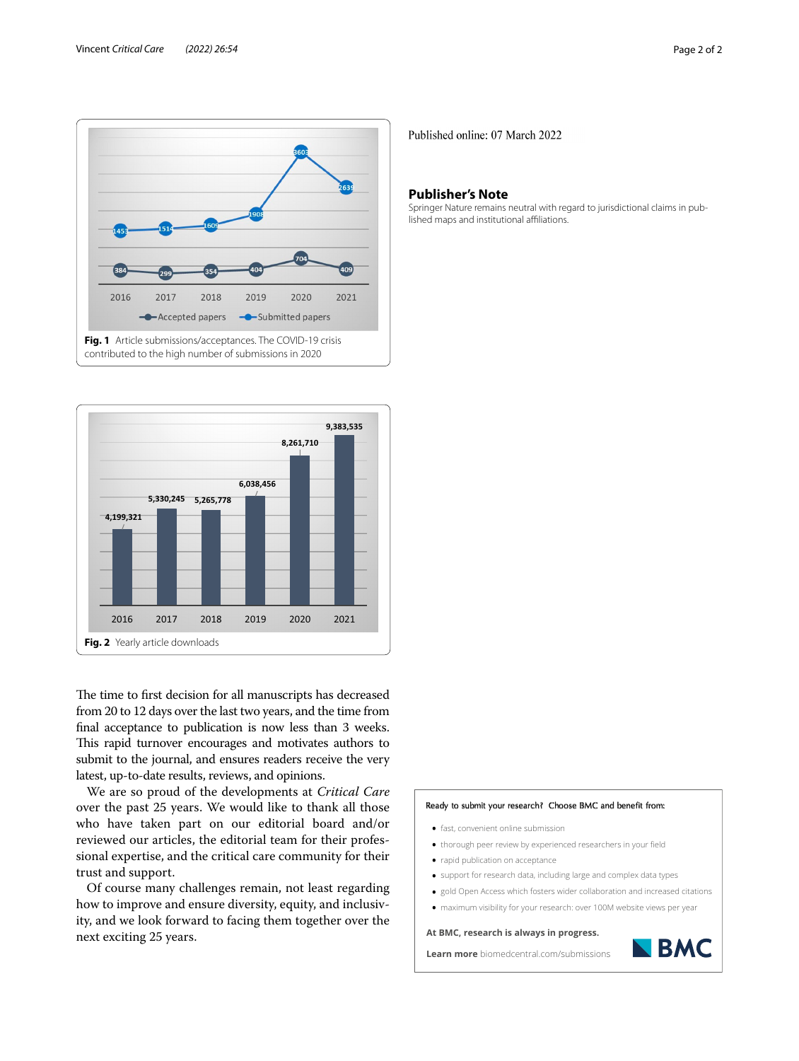1453 1514 1609 1908 3603 2639

384 299 354 404 704 409

2016 2017 2018 2019 2020 2021

Accepted papers Submitted papers

**Fig. 1** Article submissions/acceptances. The COVID-19 crisis contributed to the high number of submissions in 2020

4,199,321 5,330,245 5,265,778 6,038,456 8,261,710 9,383,535

2016 2017 2018 2019 2020 2021

**Fig. 2** Yearly article downloads

The time to first decision for all manuscripts has decreased from 20 to 12 days over the last two years, and the time from final acceptance to publication is now less than 3 weeks. This rapid turnover encourages and motivates authors to submit to the journal, and ensures readers receive the very latest, up-to-date results, reviews, and opinions.

We are so proud of the developments at *Critical Care* over the past 25 years. We would like to thank all those who have taken part on our editorial board and/or reviewed our articles, the editorial team for their professional expertise, and the critical care community for their trust and support.

Of course many challenges remain, not least regarding how to improve and ensure diversity, equity, and inclusivity, and we look forward to facing them together over the next exciting 25 years.

Published online: 07 March 2022

## Publisher's Note

Springer Nature remains neutral with regard to jurisdictional claims in published maps and institutional affiliations.

Ready to submit your research? Choose BMC and benefit from:

- fast, convenient online submission
- thorough peer review by experienced researchers in your field
- rapid publication on acceptance
- support for research data, including large and complex data types
- gold Open Access which fosters wider collaboration and increased citations
- maximum visibility for your research: over 100M website views per year

**At BMC, research is always in progress.**

**Learn more** biomedcentral.com/submissions

BMC